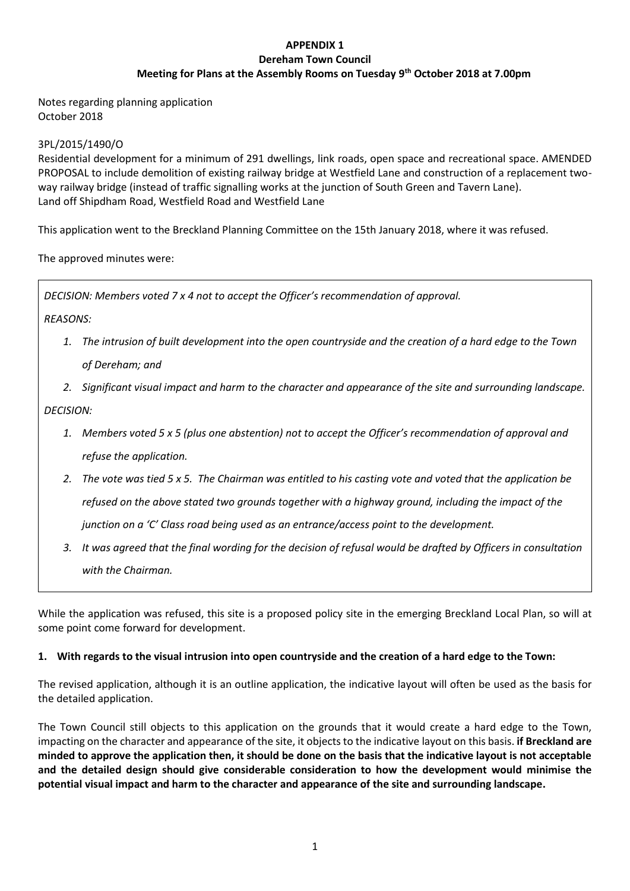**APPENDIX 1**
**Dereham Town Council**
**Meeting for Plans at the Assembly Rooms on Tuesday 9th October 2018 at 7.00pm**

Notes regarding planning application
October 2018

3PL/2015/1490/O
Residential development for a minimum of 291 dwellings, link roads, open space and recreational space. AMENDED PROPOSAL to include demolition of existing railway bridge at Westfield Lane and construction of a replacement two-way railway bridge (instead of traffic signalling works at the junction of South Green and Tavern Lane).
Land off Shipdham Road, Westfield Road and Westfield Lane

This application went to the Breckland Planning Committee on the 15th January 2018, where it was refused.

The approved minutes were:

> *DECISION: Members voted 7 x 4 not to accept the Officer's recommendation of approval.*
>
> *REASONS:*
>
> 1. *The intrusion of built development into the open countryside and the creation of a hard edge to the Town of Dereham; and*
> 2. *Significant visual impact and harm to the character and appearance of the site and surrounding landscape.*
>
> *DECISION:*
>
> 1. *Members voted 5 x 5 (plus one abstention) not to accept the Officer's recommendation of approval and refuse the application.*
> 2. *The vote was tied 5 x 5. The Chairman was entitled to his casting vote and voted that the application be refused on the above stated two grounds together with a highway ground, including the impact of the junction on a 'C' Class road being used as an entrance/access point to the development.*
> 3. *It was agreed that the final wording for the decision of refusal would be drafted by Officers in consultation with the Chairman.*

While the application was refused, this site is a proposed policy site in the emerging Breckland Local Plan, so will at some point come forward for development.

**1. With regards to the visual intrusion into open countryside and the creation of a hard edge to the Town:**

The revised application, although it is an outline application, the indicative layout will often be used as the basis for the detailed application.

The Town Council still objects to this application on the grounds that it would create a hard edge to the Town, impacting on the character and appearance of the site, it objects to the indicative layout on this basis. **if Breckland are minded to approve the application then, it should be done on the basis that the indicative layout is not acceptable and the detailed design should give considerable consideration to how the development would minimise the potential visual impact and harm to the character and appearance of the site and surrounding landscape.**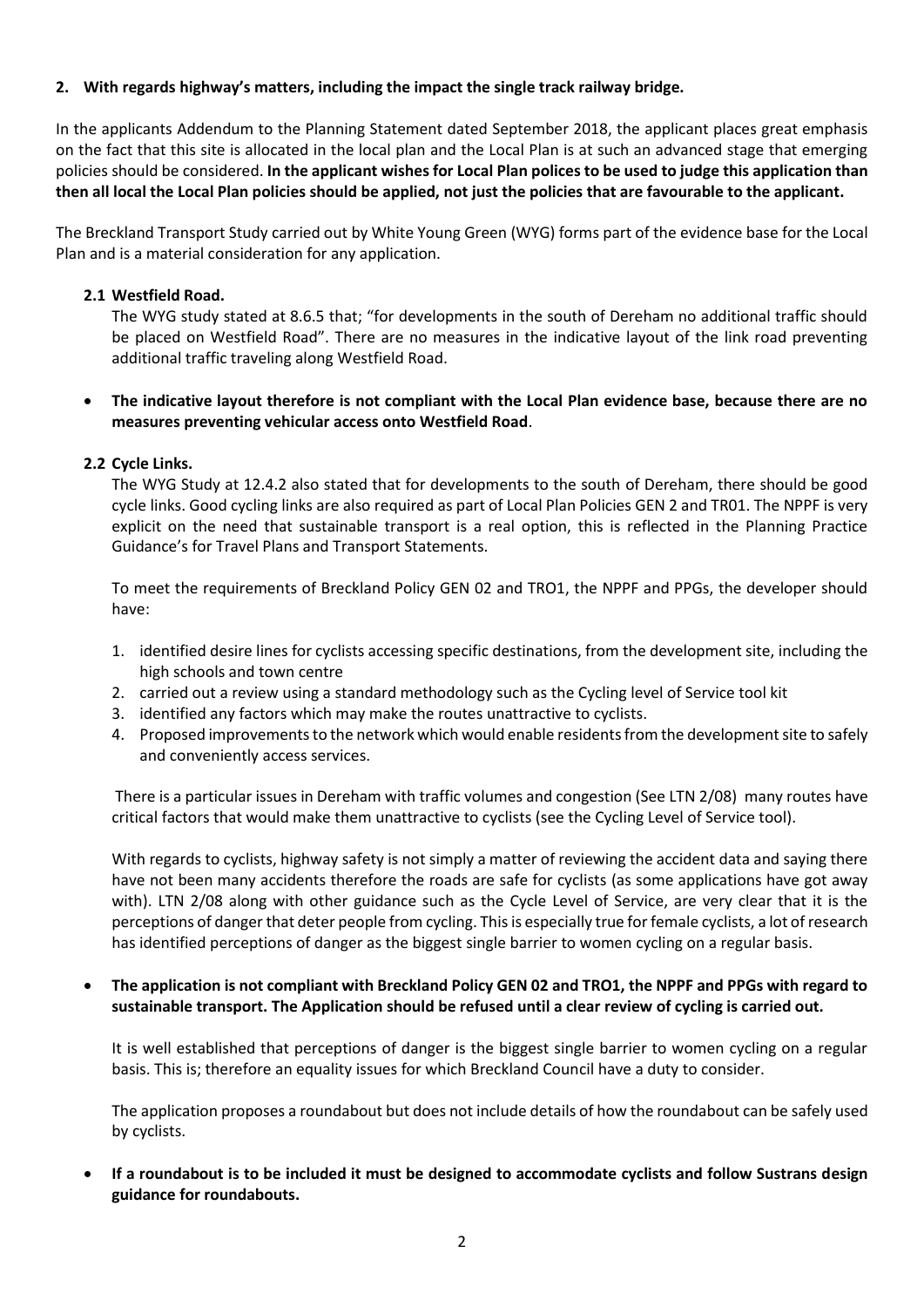## 2. With regards highway's matters, including the impact the single track railway bridge.

In the applicants Addendum to the Planning Statement dated September 2018, the applicant places great emphasis on the fact that this site is allocated in the local plan and the Local Plan is at such an advanced stage that emerging policies should be considered. **In the applicant wishes for Local Plan polices to be used to judge this application than then all local the Local Plan policies should be applied, not just the policies that are favourable to the applicant.**

The Breckland Transport Study carried out by White Young Green (WYG) forms part of the evidence base for the Local Plan and is a material consideration for any application.

### 2.1 Westfield Road.

The WYG study stated at 8.6.5 that; "for developments in the south of Dereham no additional traffic should be placed on Westfield Road". There are no measures in the indicative layout of the link road preventing additional traffic traveling along Westfield Road.

- **The indicative layout therefore is not compliant with the Local Plan evidence base, because there are no measures preventing vehicular access onto Westfield Road**.

### 2.2 Cycle Links.

The WYG Study at 12.4.2 also stated that for developments to the south of Dereham, there should be good cycle links. Good cycling links are also required as part of Local Plan Policies GEN 2 and TR01. The NPPF is very explicit on the need that sustainable transport is a real option, this is reflected in the Planning Practice Guidance's for Travel Plans and Transport Statements.

To meet the requirements of Breckland Policy GEN 02 and TRO1, the NPPF and PPGs, the developer should have:

1. identified desire lines for cyclists accessing specific destinations, from the development site, including the high schools and town centre
2. carried out a review using a standard methodology such as the Cycling level of Service tool kit
3. identified any factors which may make the routes unattractive to cyclists.
4. Proposed improvements to the network which would enable residents from the development site to safely and conveniently access services.

There is a particular issues in Dereham with traffic volumes and congestion (See LTN 2/08) many routes have critical factors that would make them unattractive to cyclists (see the Cycling Level of Service tool).

With regards to cyclists, highway safety is not simply a matter of reviewing the accident data and saying there have not been many accidents therefore the roads are safe for cyclists (as some applications have got away with). LTN 2/08 along with other guidance such as the Cycle Level of Service, are very clear that it is the perceptions of danger that deter people from cycling. This is especially true for female cyclists, a lot of research has identified perceptions of danger as the biggest single barrier to women cycling on a regular basis.

- **The application is not compliant with Breckland Policy GEN 02 and TRO1, the NPPF and PPGs with regard to sustainable transport. The Application should be refused until a clear review of cycling is carried out.**

It is well established that perceptions of danger is the biggest single barrier to women cycling on a regular basis. This is; therefore an equality issues for which Breckland Council have a duty to consider.

The application proposes a roundabout but does not include details of how the roundabout can be safely used by cyclists.

- **If a roundabout is to be included it must be designed to accommodate cyclists and follow Sustrans design guidance for roundabouts.**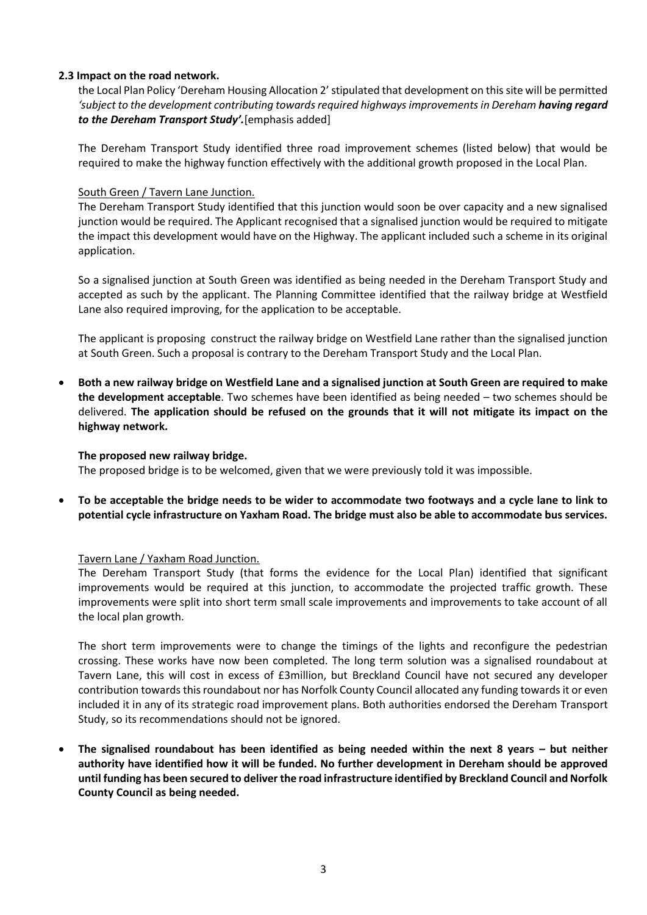### 2.3 Impact on the road network.

the Local Plan Policy 'Dereham Housing Allocation 2' stipulated that development on this site will be permitted *'subject to the development contributing towards required highways improvements in Dereham **having regard to the Dereham Transport Study'.***[emphasis added]

The Dereham Transport Study identified three road improvement schemes (listed below) that would be required to make the highway function effectively with the additional growth proposed in the Local Plan.

<u>South Green / Tavern Lane Junction.</u>

The Dereham Transport Study identified that this junction would soon be over capacity and a new signalised junction would be required. The Applicant recognised that a signalised junction would be required to mitigate the impact this development would have on the Highway. The applicant included such a scheme in its original application.

So a signalised junction at South Green was identified as being needed in the Dereham Transport Study and accepted as such by the applicant. The Planning Committee identified that the railway bridge at Westfield Lane also required improving, for the application to be acceptable.

The applicant is proposing construct the railway bridge on Westfield Lane rather than the signalised junction at South Green. Such a proposal is contrary to the Dereham Transport Study and the Local Plan.

- **Both a new railway bridge on Westfield Lane and a signalised junction at South Green are required to make the development acceptable**. Two schemes have been identified as being needed – two schemes should be delivered. **The application should be refused on the grounds that it will not mitigate its impact on the highway network.**

**The proposed new railway bridge.**

The proposed bridge is to be welcomed, given that we were previously told it was impossible.

- **To be acceptable the bridge needs to be wider to accommodate two footways and a cycle lane to link to potential cycle infrastructure on Yaxham Road. The bridge must also be able to accommodate bus services.**

<u>Tavern Lane / Yaxham Road Junction.</u>

The Dereham Transport Study (that forms the evidence for the Local Plan) identified that significant improvements would be required at this junction, to accommodate the projected traffic growth. These improvements were split into short term small scale improvements and improvements to take account of all the local plan growth.

The short term improvements were to change the timings of the lights and reconfigure the pedestrian crossing. These works have now been completed. The long term solution was a signalised roundabout at Tavern Lane, this will cost in excess of £3million, but Breckland Council have not secured any developer contribution towards this roundabout nor has Norfolk County Council allocated any funding towards it or even included it in any of its strategic road improvement plans. Both authorities endorsed the Dereham Transport Study, so its recommendations should not be ignored.

- **The signalised roundabout has been identified as being needed within the next 8 years – but neither authority have identified how it will be funded. No further development in Dereham should be approved until funding has been secured to deliver the road infrastructure identified by Breckland Council and Norfolk County Council as being needed.**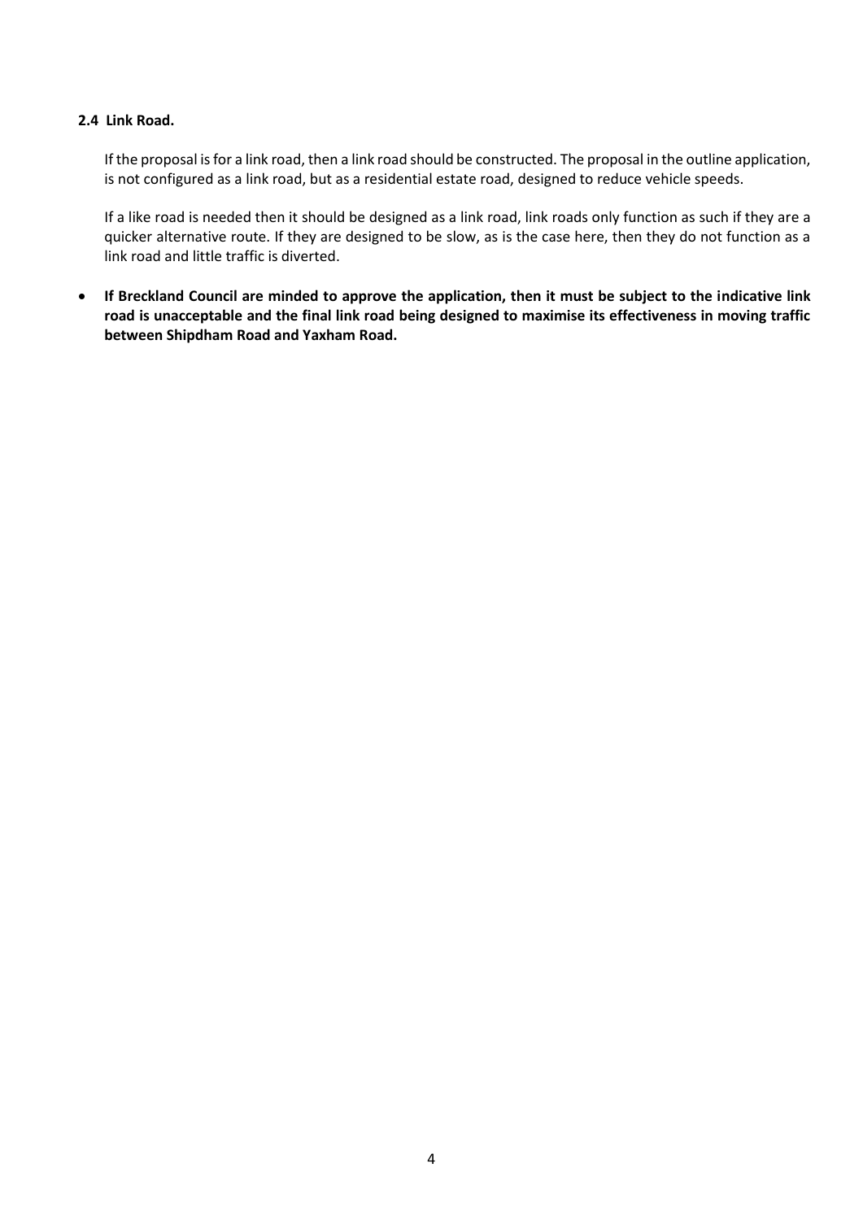**2.4 Link Road.**

If the proposal is for a link road, then a link road should be constructed. The proposal in the outline application, is not configured as a link road, but as a residential estate road, designed to reduce vehicle speeds.

If a like road is needed then it should be designed as a link road, link roads only function as such if they are a quicker alternative route. If they are designed to be slow, as is the case here, then they do not function as a link road and little traffic is diverted.

- **If Breckland Council are minded to approve the application, then it must be subject to the indicative link road is unacceptable and the final link road being designed to maximise its effectiveness in moving traffic between Shipdham Road and Yaxham Road.**